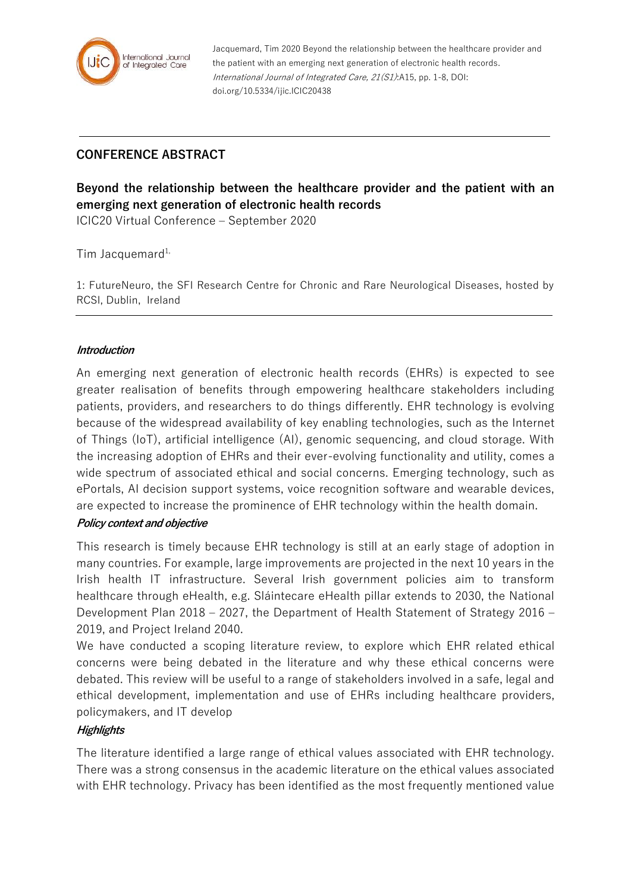Jacquemard, Tim 2020 Beyond the relationship between the healthcare provider and the patient with an emerging next generation of electronic health records. *International Journal of Integrated Care, 21(S1)*:A15, pp. 1-8, DOI: doi.org/10.5334/ijic.ICIC20438

## CONFERENCE ABSTRACT

# Beyond the relationship between the healthcare provider and the patient with an emerging next generation of electronic health records

ICIC20 Virtual Conference – September 2020

Tim Jacquemard[1,]

1: FutureNeuro, the SFI Research Centre for Chronic and Rare Neurological Diseases, hosted by RCSI, Dublin, Ireland

### *Introduction*

An emerging next generation of electronic health records (EHRs) is expected to see greater realisation of benefits through empowering healthcare stakeholders including patients, providers, and researchers to do things differently. EHR technology is evolving because of the widespread availability of key enabling technologies, such as the Internet of Things (IoT), artificial intelligence (AI), genomic sequencing, and cloud storage. With the increasing adoption of EHRs and their ever-evolving functionality and utility, comes a wide spectrum of associated ethical and social concerns. Emerging technology, such as ePortals, AI decision support systems, voice recognition software and wearable devices, are expected to increase the prominence of EHR technology within the health domain.

### *Policy context and objective*

This research is timely because EHR technology is still at an early stage of adoption in many countries. For example, large improvements are projected in the next 10 years in the Irish health IT infrastructure. Several Irish government policies aim to transform healthcare through eHealth, e.g. Sláintecare eHealth pillar extends to 2030, the National Development Plan 2018 – 2027, the Department of Health Statement of Strategy 2016 – 2019, and Project Ireland 2040.

We have conducted a scoping literature review, to explore which EHR related ethical concerns were being debated in the literature and why these ethical concerns were debated. This review will be useful to a range of stakeholders involved in a safe, legal and ethical development, implementation and use of EHRs including healthcare providers, policymakers, and IT develop

### *Highlights*

The literature identified a large range of ethical values associated with EHR technology. There was a strong consensus in the academic literature on the ethical values associated with EHR technology. Privacy has been identified as the most frequently mentioned value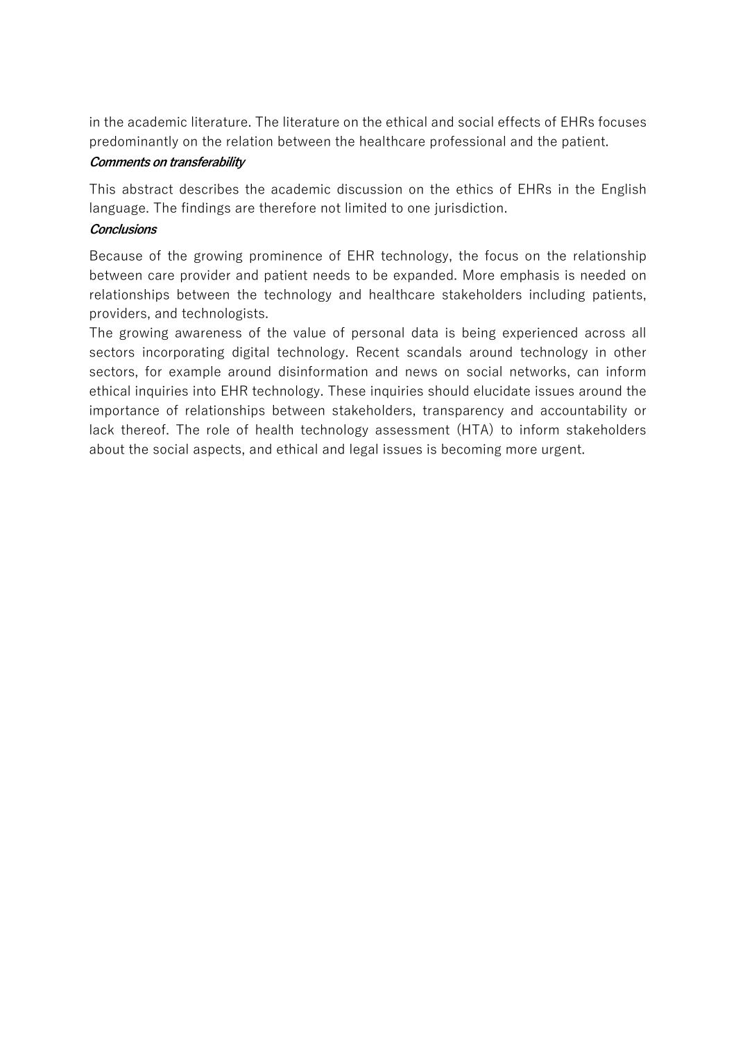in the academic literature. The literature on the ethical and social effects of EHRs focuses predominantly on the relation between the healthcare professional and the patient.

***Comments on transferability***

This abstract describes the academic discussion on the ethics of EHRs in the English language. The findings are therefore not limited to one jurisdiction.

***Conclusions***

Because of the growing prominence of EHR technology, the focus on the relationship between care provider and patient needs to be expanded. More emphasis is needed on relationships between the technology and healthcare stakeholders including patients, providers, and technologists.

The growing awareness of the value of personal data is being experienced across all sectors incorporating digital technology. Recent scandals around technology in other sectors, for example around disinformation and news on social networks, can inform ethical inquiries into EHR technology. These inquiries should elucidate issues around the importance of relationships between stakeholders, transparency and accountability or lack thereof. The role of health technology assessment (HTA) to inform stakeholders about the social aspects, and ethical and legal issues is becoming more urgent.